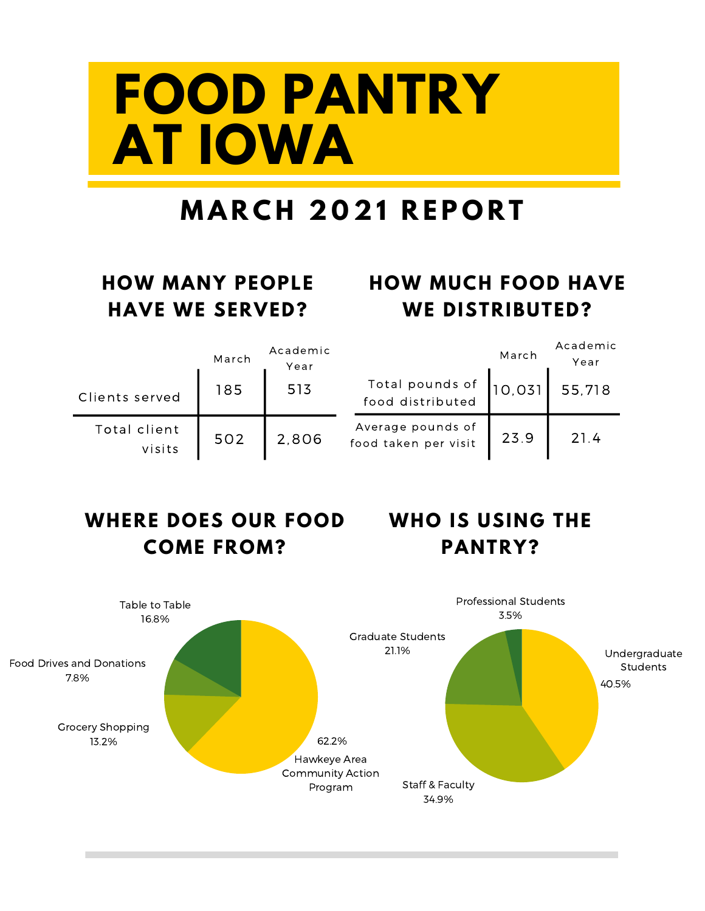# FOOD PANTRY AT IOWA

## MARCH 2021 REPORT

### HOW MANY PEOPLE HAVE WE SERVED?

| | March | Academic Year |
|---|---|---|
| Clients served | 185 | 513 |
| Total client visits | 502 | 2,806 |

### HOW MUCH FOOD HAVE WE DISTRIBUTED?

| | March | Academic Year |
|---|---|---|
| Total pounds of food distributed | 10,031 | 55,718 |
| Average pounds of food taken per visit | 23.9 | 21.4 |

### WHERE DOES OUR FOOD COME FROM?

- Hawkeye Area Community Action Program: 62.2%
- Table to Table: 16.8%
- Grocery Shopping: 13.2%
- Food Drives and Donations: 7.8%

### WHO IS USING THE PANTRY?

- Undergraduate Students: 40.5%
- Staff & Faculty: 34.9%
- Graduate Students: 21.1%
- Professional Students: 3.5%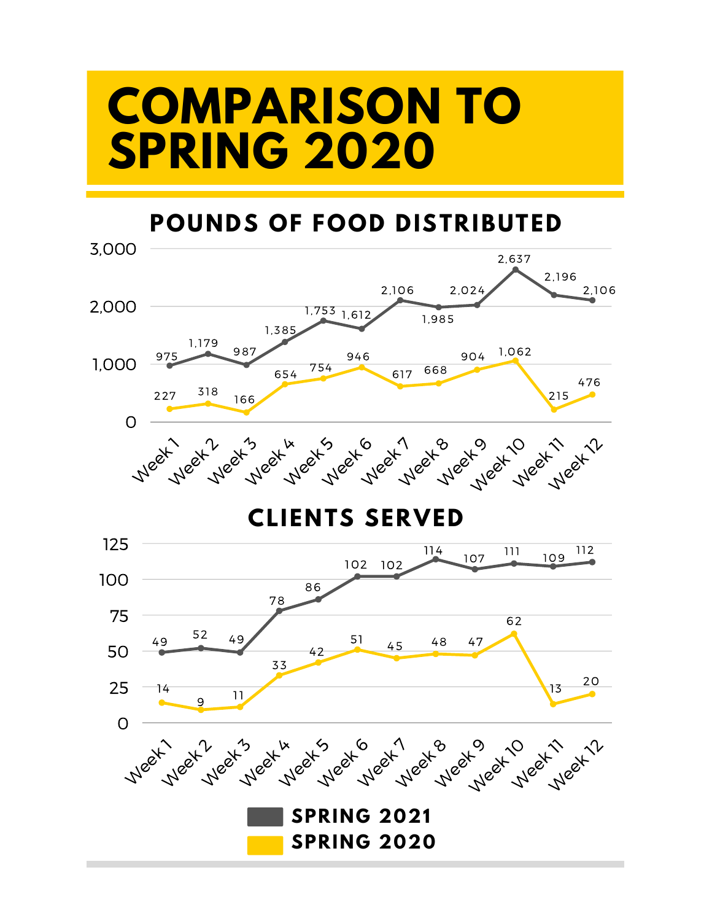# COMPARISON TO SPRING 2020

## POUNDS OF FOOD DISTRIBUTED

| | Week 1 | Week 2 | Week 3 | Week 4 | Week 5 | Week 6 | Week 7 | Week 8 | Week 9 | Week 10 | Week 11 | Week 12 |
|---|---|---|---|---|---|---|---|---|---|---|---|---|
| Spring 2021 | 975 | 1,179 | 987 | 1,385 | 1,753 | 1,612 | 2,106 | 1,985 | 2,024 | 2,637 | 2,196 | 2,106 |
| Spring 2020 | 227 | 318 | 166 | 654 | 754 | 946 | 617 | 668 | 904 | 1,062 | 215 | 476 |

## CLIENTS SERVED

| | Week 1 | Week 2 | Week 3 | Week 4 | Week 5 | Week 6 | Week 7 | Week 8 | Week 9 | Week 10 | Week 11 | Week 12 |
|---|---|---|---|---|---|---|---|---|---|---|---|---|
| Spring 2021 | 49 | 52 | 49 | 78 | 86 | 102 | 102 | 114 | 107 | 111 | 109 | 112 |
| Spring 2020 | 14 | 9 | 11 | 33 | 42 | 51 | 45 | 48 | 47 | 62 | 13 | 20 |

**SPRING 2021**
**SPRING 2020**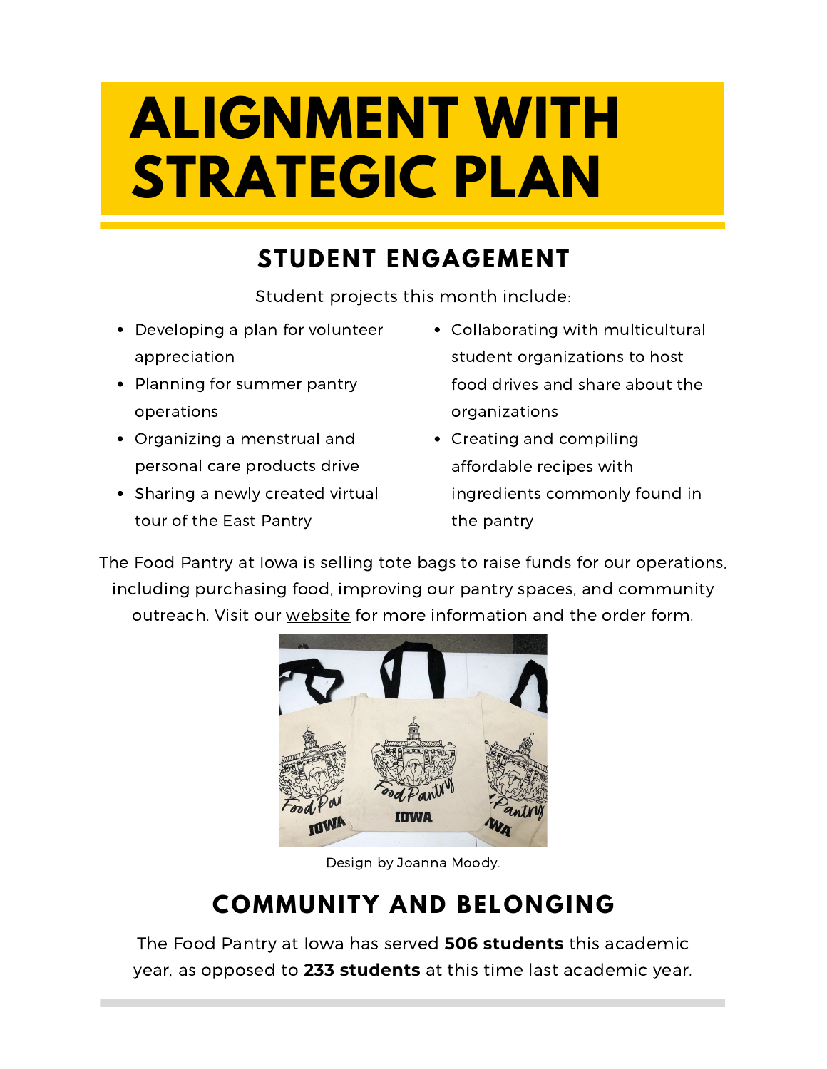# ALIGNMENT WITH STRATEGIC PLAN

## STUDENT ENGAGEMENT

Student projects this month include:

- Developing a plan for volunteer appreciation
- Planning for summer pantry operations
- Organizing a menstrual and personal care products drive
- Sharing a newly created virtual tour of the East Pantry
- Collaborating with multicultural student organizations to host food drives and share about the organizations
- Creating and compiling affordable recipes with ingredients commonly found in the pantry

The Food Pantry at Iowa is selling tote bags to raise funds for our operations, including purchasing food, improving our pantry spaces, and community outreach. Visit our website for more information and the order form.

Design by Joanna Moody.

## COMMUNITY AND BELONGING

The Food Pantry at Iowa has served **506 students** this academic year, as opposed to **233 students** at this time last academic year.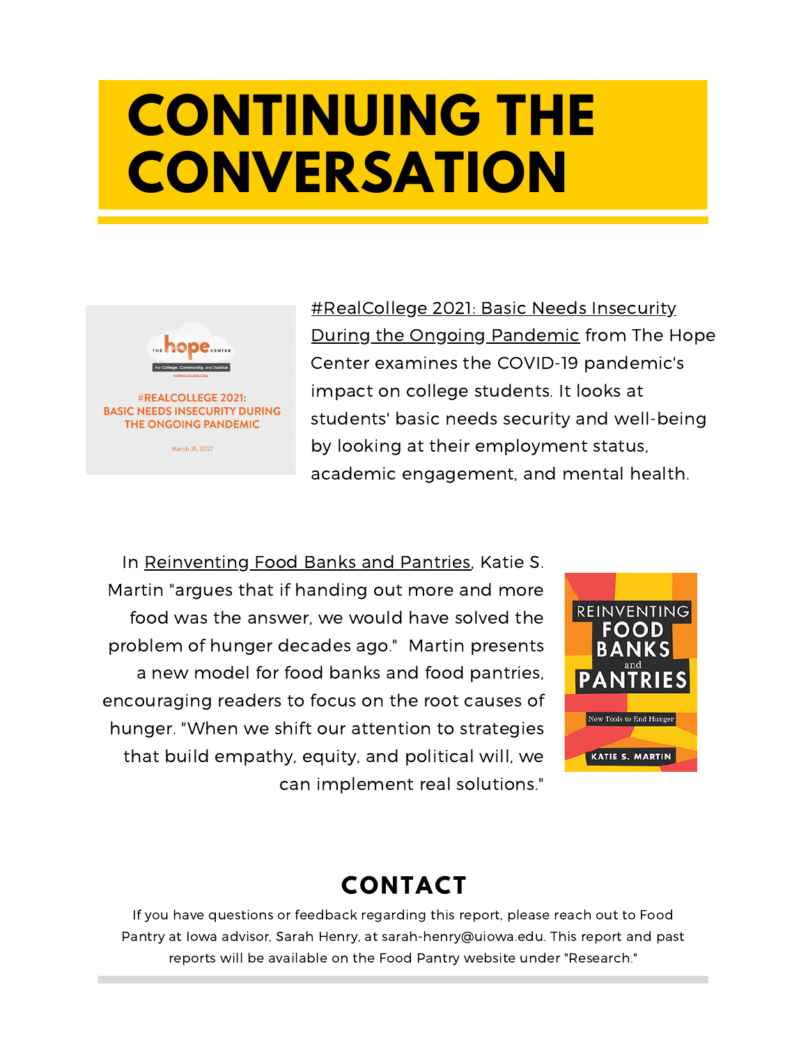# CONTINUING THE CONVERSATION

#RealCollege 2021: Basic Needs Insecurity During the Ongoing Pandemic from The Hope Center examines the COVID-19 pandemic's impact on college students. It looks at students' basic needs security and well-being by looking at their employment status, academic engagement, and mental health.

In Reinventing Food Banks and Pantries, Katie S. Martin "argues that if handing out more and more food was the answer, we would have solved the problem of hunger decades ago." Martin presents a new model for food banks and food pantries, encouraging readers to focus on the root causes of hunger. "When we shift our attention to strategies that build empathy, equity, and political will, we can implement real solutions."

## CONTACT

If you have questions or feedback regarding this report, please reach out to Food Pantry at Iowa advisor, Sarah Henry, at sarah-henry@uiowa.edu. This report and past reports will be available on the Food Pantry website under "Research."